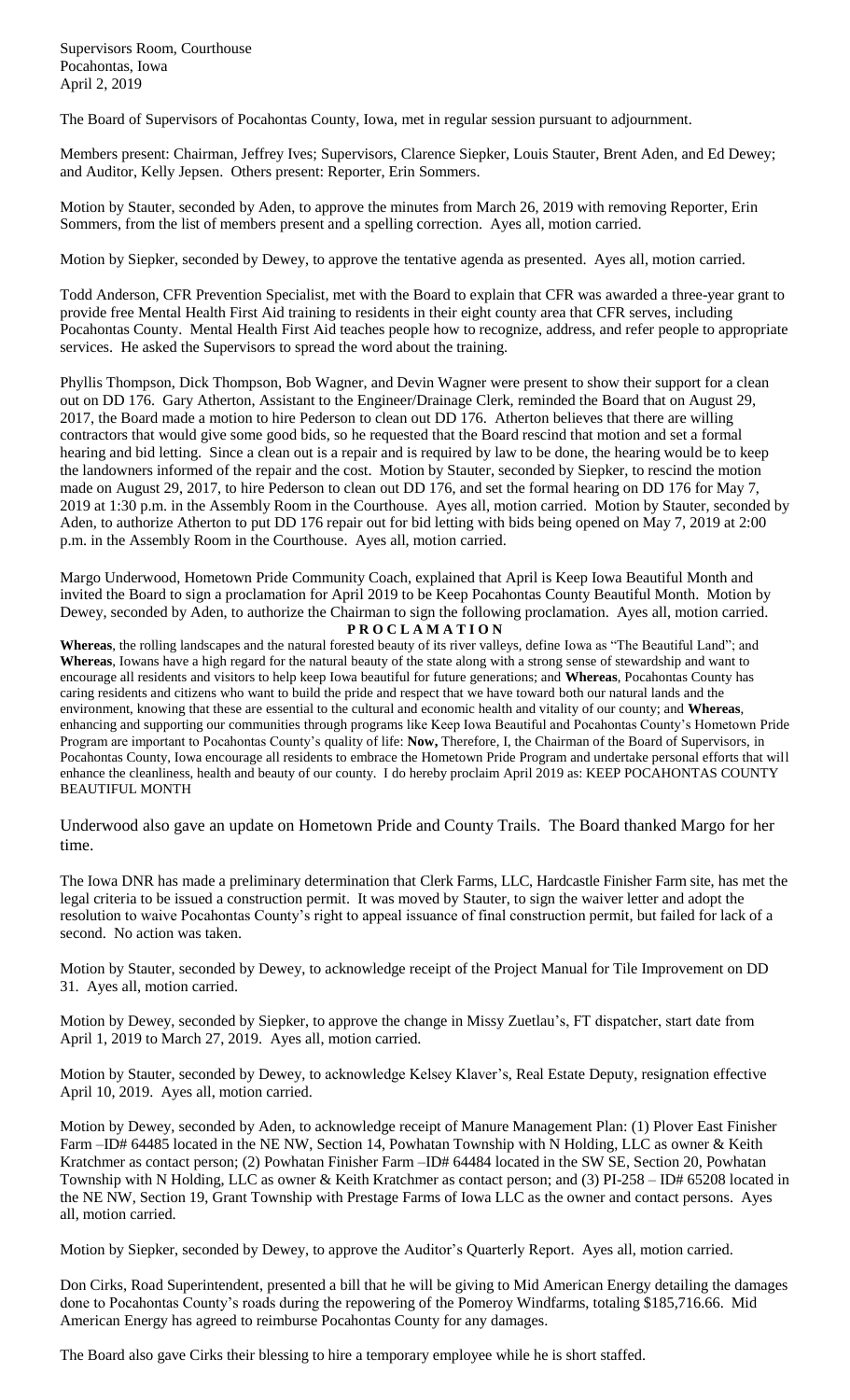Supervisors Room, Courthouse
Pocahontas, Iowa
April 2, 2019

The Board of Supervisors of Pocahontas County, Iowa, met in regular session pursuant to adjournment.

Members present: Chairman, Jeffrey Ives; Supervisors, Clarence Siepker, Louis Stauter, Brent Aden, and Ed Dewey; and Auditor, Kelly Jepsen. Others present: Reporter, Erin Sommers.

Motion by Stauter, seconded by Aden, to approve the minutes from March 26, 2019 with removing Reporter, Erin Sommers, from the list of members present and a spelling correction. Ayes all, motion carried.

Motion by Siepker, seconded by Dewey, to approve the tentative agenda as presented. Ayes all, motion carried.

Todd Anderson, CFR Prevention Specialist, met with the Board to explain that CFR was awarded a three-year grant to provide free Mental Health First Aid training to residents in their eight county area that CFR serves, including Pocahontas County. Mental Health First Aid teaches people how to recognize, address, and refer people to appropriate services. He asked the Supervisors to spread the word about the training.

Phyllis Thompson, Dick Thompson, Bob Wagner, and Devin Wagner were present to show their support for a clean out on DD 176. Gary Atherton, Assistant to the Engineer/Drainage Clerk, reminded the Board that on August 29, 2017, the Board made a motion to hire Pederson to clean out DD 176. Atherton believes that there are willing contractors that would give some good bids, so he requested that the Board rescind that motion and set a formal hearing and bid letting. Since a clean out is a repair and is required by law to be done, the hearing would be to keep the landowners informed of the repair and the cost. Motion by Stauter, seconded by Siepker, to rescind the motion made on August 29, 2017, to hire Pederson to clean out DD 176, and set the formal hearing on DD 176 for May 7, 2019 at 1:30 p.m. in the Assembly Room in the Courthouse. Ayes all, motion carried. Motion by Stauter, seconded by Aden, to authorize Atherton to put DD 176 repair out for bid letting with bids being opened on May 7, 2019 at 2:00 p.m. in the Assembly Room in the Courthouse. Ayes all, motion carried.

Margo Underwood, Hometown Pride Community Coach, explained that April is Keep Iowa Beautiful Month and invited the Board to sign a proclamation for April 2019 to be Keep Pocahontas County Beautiful Month. Motion by Dewey, seconded by Aden, to authorize the Chairman to sign the following proclamation. Ayes all, motion carried.

**P R O C L A M A T I O N**

**Whereas**, the rolling landscapes and the natural forested beauty of its river valleys, define Iowa as "The Beautiful Land"; and **Whereas**, Iowans have a high regard for the natural beauty of the state along with a strong sense of stewardship and want to encourage all residents and visitors to help keep Iowa beautiful for future generations; and **Whereas**, Pocahontas County has caring residents and citizens who want to build the pride and respect that we have toward both our natural lands and the environment, knowing that these are essential to the cultural and economic health and vitality of our county; and **Whereas**, enhancing and supporting our communities through programs like Keep Iowa Beautiful and Pocahontas County's Hometown Pride Program are important to Pocahontas County's quality of life: **Now,** Therefore, I, the Chairman of the Board of Supervisors, in Pocahontas County, Iowa encourage all residents to embrace the Hometown Pride Program and undertake personal efforts that will enhance the cleanliness, health and beauty of our county. I do hereby proclaim April 2019 as: KEEP POCAHONTAS COUNTY BEAUTIFUL MONTH

Underwood also gave an update on Hometown Pride and County Trails. The Board thanked Margo for her time.

The Iowa DNR has made a preliminary determination that Clerk Farms, LLC, Hardcastle Finisher Farm site, has met the legal criteria to be issued a construction permit. It was moved by Stauter, to sign the waiver letter and adopt the resolution to waive Pocahontas County's right to appeal issuance of final construction permit, but failed for lack of a second. No action was taken.

Motion by Stauter, seconded by Dewey, to acknowledge receipt of the Project Manual for Tile Improvement on DD 31. Ayes all, motion carried.

Motion by Dewey, seconded by Siepker, to approve the change in Missy Zuetlau's, FT dispatcher, start date from April 1, 2019 to March 27, 2019. Ayes all, motion carried.

Motion by Stauter, seconded by Dewey, to acknowledge Kelsey Klaver's, Real Estate Deputy, resignation effective April 10, 2019. Ayes all, motion carried.

Motion by Dewey, seconded by Aden, to acknowledge receipt of Manure Management Plan: (1) Plover East Finisher Farm –ID# 64485 located in the NE NW, Section 14, Powhatan Township with N Holding, LLC as owner & Keith Kratchmer as contact person; (2) Powhatan Finisher Farm –ID# 64484 located in the SW SE, Section 20, Powhatan Township with N Holding, LLC as owner & Keith Kratchmer as contact person; and (3) PI-258 – ID# 65208 located in the NE NW, Section 19, Grant Township with Prestage Farms of Iowa LLC as the owner and contact persons. Ayes all, motion carried.

Motion by Siepker, seconded by Dewey, to approve the Auditor's Quarterly Report. Ayes all, motion carried.

Don Cirks, Road Superintendent, presented a bill that he will be giving to Mid American Energy detailing the damages done to Pocahontas County's roads during the repowering of the Pomeroy Windfarms, totaling $185,716.66. Mid American Energy has agreed to reimburse Pocahontas County for any damages.

The Board also gave Cirks their blessing to hire a temporary employee while he is short staffed.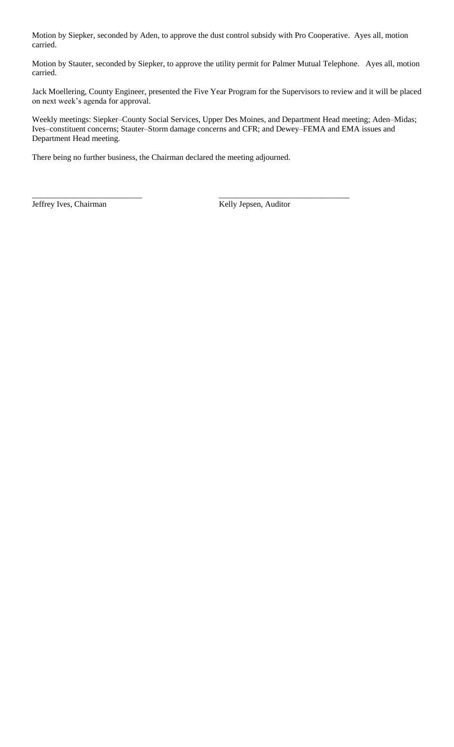Motion by Siepker, seconded by Aden, to approve the dust control subsidy with Pro Cooperative. Ayes all, motion carried.

Motion by Stauter, seconded by Siepker, to approve the utility permit for Palmer Mutual Telephone. Ayes all, motion carried.

Jack Moellering, County Engineer, presented the Five Year Program for the Supervisors to review and it will be placed on next week's agenda for approval.

Weekly meetings: Siepker–County Social Services, Upper Des Moines, and Department Head meeting; Aden–Midas; Ives–constituent concerns; Stauter–Storm damage concerns and CFR; and Dewey–FEMA and EMA issues and Department Head meeting.

There being no further business, the Chairman declared the meeting adjourned.

\_\_\_\_\_\_\_\_\_\_\_\_\_\_\_\_\_\_\_\_\_\_\_\_\_\_\_ \_\_\_\_\_\_\_\_\_\_\_\_\_\_\_\_\_\_\_\_\_\_\_\_\_\_\_\_\_\_\_\_

Jeffrey Ives, Chairman Kelly Jepsen, Auditor